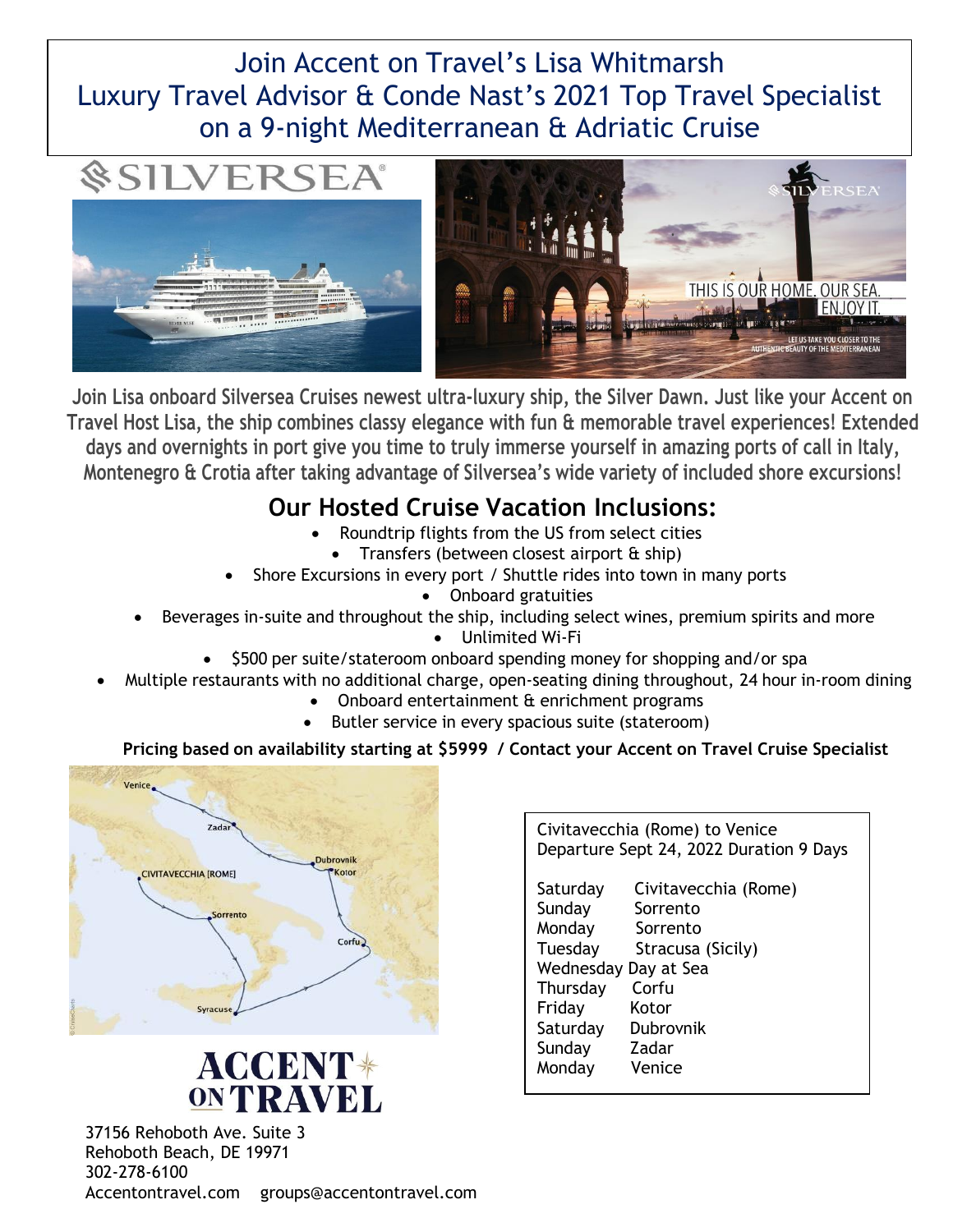# Join Accent on Travel's Lisa Whitmarsh Luxury Travel Advisor & Conde Nast's 2021 Top Travel Specialist on a 9-night Mediterranean & Adriatic Cruise

**Join Lisa onboard Silversea Cruises newest ultra-luxury ship, the Silver Dawn. Just like your Accent on Travel Host Lisa, the ship combines classy elegance with fun & memorable travel experiences! Extended days and overnights in port give you time to truly immerse yourself in amazing ports of call in Italy, Montenegro & Crotia after taking advantage of Silversea's wide variety of included shore excursions!**

## Our Hosted Cruise Vacation Inclusions:

- Roundtrip flights from the US from select cities
- Transfers (between closest airport & ship)
- Shore Excursions in every port / Shuttle rides into town in many ports
- Onboard gratuities
- Beverages in-suite and throughout the ship, including select wines, premium spirits and more
- Unlimited Wi-Fi
- $500 per suite/stateroom onboard spending money for shopping and/or spa
- Multiple restaurants with no additional charge, open-seating dining throughout, 24 hour in-room dining
- Onboard entertainment & enrichment programs
- Butler service in every spacious suite (stateroom)

**Pricing based on availability starting at $5999 / Contact your Accent on Travel Cruise Specialist**

Civitavecchia (Rome) to Venice
Departure Sept 24, 2022 Duration 9 Days

| Day | Port |
|---|---|
| Saturday | Civitavecchia (Rome) |
| Sunday | Sorrento |
| Monday | Sorrento |
| Tuesday | Stracusa (Sicily) |
| Wednesday | Day at Sea |
| Thursday | Corfu |
| Friday | Kotor |
| Saturday | Dubrovnik |
| Sunday | Zadar |
| Monday | Venice |

37156 Rehoboth Ave. Suite 3
Rehoboth Beach, DE 19971
302-278-6100
Accentontravel.com groups@accentontravel.com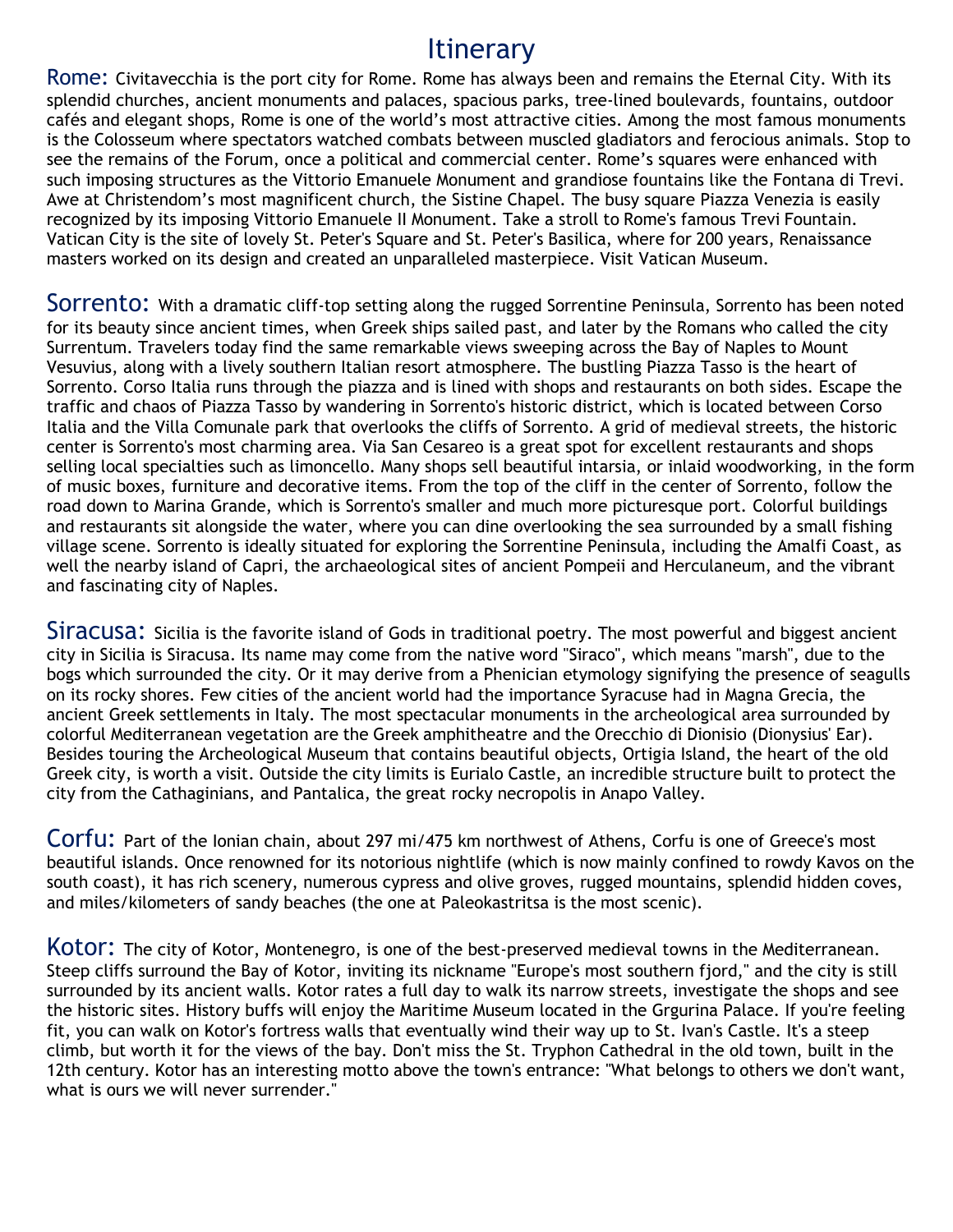# Itinerary

**Rome:** Civitavecchia is the port city for Rome. Rome has always been and remains the Eternal City. With its splendid churches, ancient monuments and palaces, spacious parks, tree-lined boulevards, fountains, outdoor cafés and elegant shops, Rome is one of the world's most attractive cities. Among the most famous monuments is the Colosseum where spectators watched combats between muscled gladiators and ferocious animals. Stop to see the remains of the Forum, once a political and commercial center. Rome's squares were enhanced with such imposing structures as the Vittorio Emanuele Monument and grandiose fountains like the Fontana di Trevi. Awe at Christendom's most magnificent church, the Sistine Chapel. The busy square Piazza Venezia is easily recognized by its imposing Vittorio Emanuele II Monument. Take a stroll to Rome's famous Trevi Fountain. Vatican City is the site of lovely St. Peter's Square and St. Peter's Basilica, where for 200 years, Renaissance masters worked on its design and created an unparalleled masterpiece. Visit Vatican Museum.

**Sorrento:** With a dramatic cliff-top setting along the rugged Sorrentine Peninsula, Sorrento has been noted for its beauty since ancient times, when Greek ships sailed past, and later by the Romans who called the city Surrentum. Travelers today find the same remarkable views sweeping across the Bay of Naples to Mount Vesuvius, along with a lively southern Italian resort atmosphere. The bustling Piazza Tasso is the heart of Sorrento. Corso Italia runs through the piazza and is lined with shops and restaurants on both sides. Escape the traffic and chaos of Piazza Tasso by wandering in Sorrento's historic district, which is located between Corso Italia and the Villa Comunale park that overlooks the cliffs of Sorrento. A grid of medieval streets, the historic center is Sorrento's most charming area. Via San Cesareo is a great spot for excellent restaurants and shops selling local specialties such as limoncello. Many shops sell beautiful intarsia, or inlaid woodworking, in the form of music boxes, furniture and decorative items. From the top of the cliff in the center of Sorrento, follow the road down to Marina Grande, which is Sorrento's smaller and much more picturesque port. Colorful buildings and restaurants sit alongside the water, where you can dine overlooking the sea surrounded by a small fishing village scene. Sorrento is ideally situated for exploring the Sorrentine Peninsula, including the Amalfi Coast, as well the nearby island of Capri, the archaeological sites of ancient Pompeii and Herculaneum, and the vibrant and fascinating city of Naples.

**Siracusa:** Sicilia is the favorite island of Gods in traditional poetry. The most powerful and biggest ancient city in Sicilia is Siracusa. Its name may come from the native word "Siraco", which means "marsh", due to the bogs which surrounded the city. Or it may derive from a Phenician etymology signifying the presence of seagulls on its rocky shores. Few cities of the ancient world had the importance Syracuse had in Magna Grecia, the ancient Greek settlements in Italy. The most spectacular monuments in the archeological area surrounded by colorful Mediterranean vegetation are the Greek amphitheatre and the Orecchio di Dionisio (Dionysius' Ear). Besides touring the Archeological Museum that contains beautiful objects, Ortigia Island, the heart of the old Greek city, is worth a visit. Outside the city limits is Eurialo Castle, an incredible structure built to protect the city from the Cathaginians, and Pantalica, the great rocky necropolis in Anapo Valley.

**Corfu:** Part of the Ionian chain, about 297 mi/475 km northwest of Athens, Corfu is one of Greece's most beautiful islands. Once renowned for its notorious nightlife (which is now mainly confined to rowdy Kavos on the south coast), it has rich scenery, numerous cypress and olive groves, rugged mountains, splendid hidden coves, and miles/kilometers of sandy beaches (the one at Paleokastritsa is the most scenic).

**Kotor:** The city of Kotor, Montenegro, is one of the best-preserved medieval towns in the Mediterranean. Steep cliffs surround the Bay of Kotor, inviting its nickname "Europe's most southern fjord," and the city is still surrounded by its ancient walls. Kotor rates a full day to walk its narrow streets, investigate the shops and see the historic sites. History buffs will enjoy the Maritime Museum located in the Grgurina Palace. If you're feeling fit, you can walk on Kotor's fortress walls that eventually wind their way up to St. Ivan's Castle. It's a steep climb, but worth it for the views of the bay. Don't miss the St. Tryphon Cathedral in the old town, built in the 12th century. Kotor has an interesting motto above the town's entrance: "What belongs to others we don't want, what is ours we will never surrender."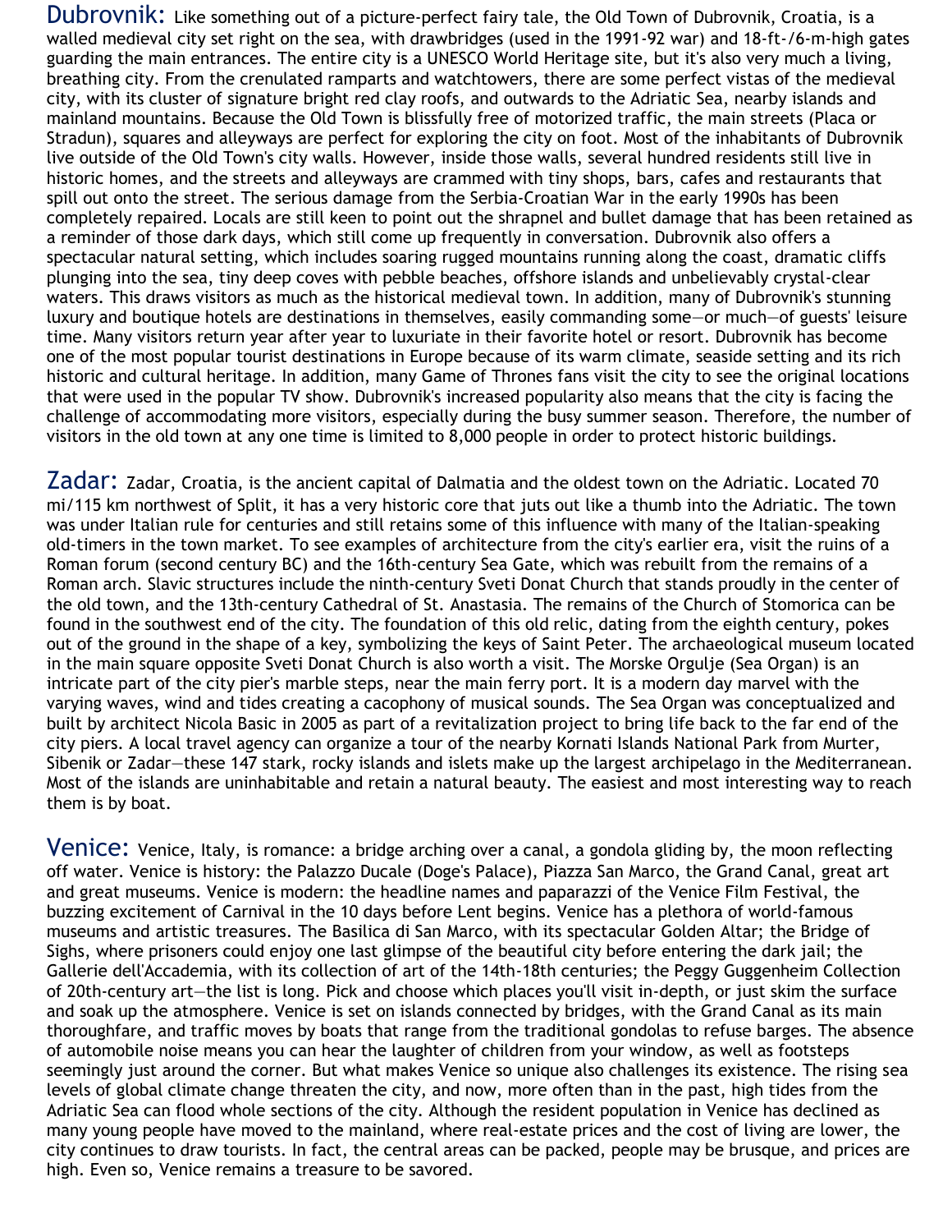**Dubrovnik:** Like something out of a picture-perfect fairy tale, the Old Town of Dubrovnik, Croatia, is a walled medieval city set right on the sea, with drawbridges (used in the 1991-92 war) and 18-ft-/6-m-high gates guarding the main entrances. The entire city is a UNESCO World Heritage site, but it's also very much a living, breathing city. From the crenulated ramparts and watchtowers, there are some perfect vistas of the medieval city, with its cluster of signature bright red clay roofs, and outwards to the Adriatic Sea, nearby islands and mainland mountains. Because the Old Town is blissfully free of motorized traffic, the main streets (Placa or Stradun), squares and alleyways are perfect for exploring the city on foot. Most of the inhabitants of Dubrovnik live outside of the Old Town's city walls. However, inside those walls, several hundred residents still live in historic homes, and the streets and alleyways are crammed with tiny shops, bars, cafes and restaurants that spill out onto the street. The serious damage from the Serbia-Croatian War in the early 1990s has been completely repaired. Locals are still keen to point out the shrapnel and bullet damage that has been retained as a reminder of those dark days, which still come up frequently in conversation. Dubrovnik also offers a spectacular natural setting, which includes soaring rugged mountains running along the coast, dramatic cliffs plunging into the sea, tiny deep coves with pebble beaches, offshore islands and unbelievably crystal-clear waters. This draws visitors as much as the historical medieval town. In addition, many of Dubrovnik's stunning luxury and boutique hotels are destinations in themselves, easily commanding some—or much—of guests' leisure time. Many visitors return year after year to luxuriate in their favorite hotel or resort. Dubrovnik has become one of the most popular tourist destinations in Europe because of its warm climate, seaside setting and its rich historic and cultural heritage. In addition, many Game of Thrones fans visit the city to see the original locations that were used in the popular TV show. Dubrovnik's increased popularity also means that the city is facing the challenge of accommodating more visitors, especially during the busy summer season. Therefore, the number of visitors in the old town at any one time is limited to 8,000 people in order to protect historic buildings.

**Zadar:** Zadar, Croatia, is the ancient capital of Dalmatia and the oldest town on the Adriatic. Located 70 mi/115 km northwest of Split, it has a very historic core that juts out like a thumb into the Adriatic. The town was under Italian rule for centuries and still retains some of this influence with many of the Italian-speaking old-timers in the town market. To see examples of architecture from the city's earlier era, visit the ruins of a Roman forum (second century BC) and the 16th-century Sea Gate, which was rebuilt from the remains of a Roman arch. Slavic structures include the ninth-century Sveti Donat Church that stands proudly in the center of the old town, and the 13th-century Cathedral of St. Anastasia. The remains of the Church of Stomorica can be found in the southwest end of the city. The foundation of this old relic, dating from the eighth century, pokes out of the ground in the shape of a key, symbolizing the keys of Saint Peter. The archaeological museum located in the main square opposite Sveti Donat Church is also worth a visit. The Morske Orgulje (Sea Organ) is an intricate part of the city pier's marble steps, near the main ferry port. It is a modern day marvel with the varying waves, wind and tides creating a cacophony of musical sounds. The Sea Organ was conceptualized and built by architect Nicola Basic in 2005 as part of a revitalization project to bring life back to the far end of the city piers. A local travel agency can organize a tour of the nearby Kornati Islands National Park from Murter, Sibenik or Zadar—these 147 stark, rocky islands and islets make up the largest archipelago in the Mediterranean. Most of the islands are uninhabitable and retain a natural beauty. The easiest and most interesting way to reach them is by boat.

**Venice:** Venice, Italy, is romance: a bridge arching over a canal, a gondola gliding by, the moon reflecting off water. Venice is history: the Palazzo Ducale (Doge's Palace), Piazza San Marco, the Grand Canal, great art and great museums. Venice is modern: the headline names and paparazzi of the Venice Film Festival, the buzzing excitement of Carnival in the 10 days before Lent begins. Venice has a plethora of world-famous museums and artistic treasures. The Basilica di San Marco, with its spectacular Golden Altar; the Bridge of Sighs, where prisoners could enjoy one last glimpse of the beautiful city before entering the dark jail; the Gallerie dell'Accademia, with its collection of art of the 14th-18th centuries; the Peggy Guggenheim Collection of 20th-century art—the list is long. Pick and choose which places you'll visit in-depth, or just skim the surface and soak up the atmosphere. Venice is set on islands connected by bridges, with the Grand Canal as its main thoroughfare, and traffic moves by boats that range from the traditional gondolas to refuse barges. The absence of automobile noise means you can hear the laughter of children from your window, as well as footsteps seemingly just around the corner. But what makes Venice so unique also challenges its existence. The rising sea levels of global climate change threaten the city, and now, more often than in the past, high tides from the Adriatic Sea can flood whole sections of the city. Although the resident population in Venice has declined as many young people have moved to the mainland, where real-estate prices and the cost of living are lower, the city continues to draw tourists. In fact, the central areas can be packed, people may be brusque, and prices are high. Even so, Venice remains a treasure to be savored.